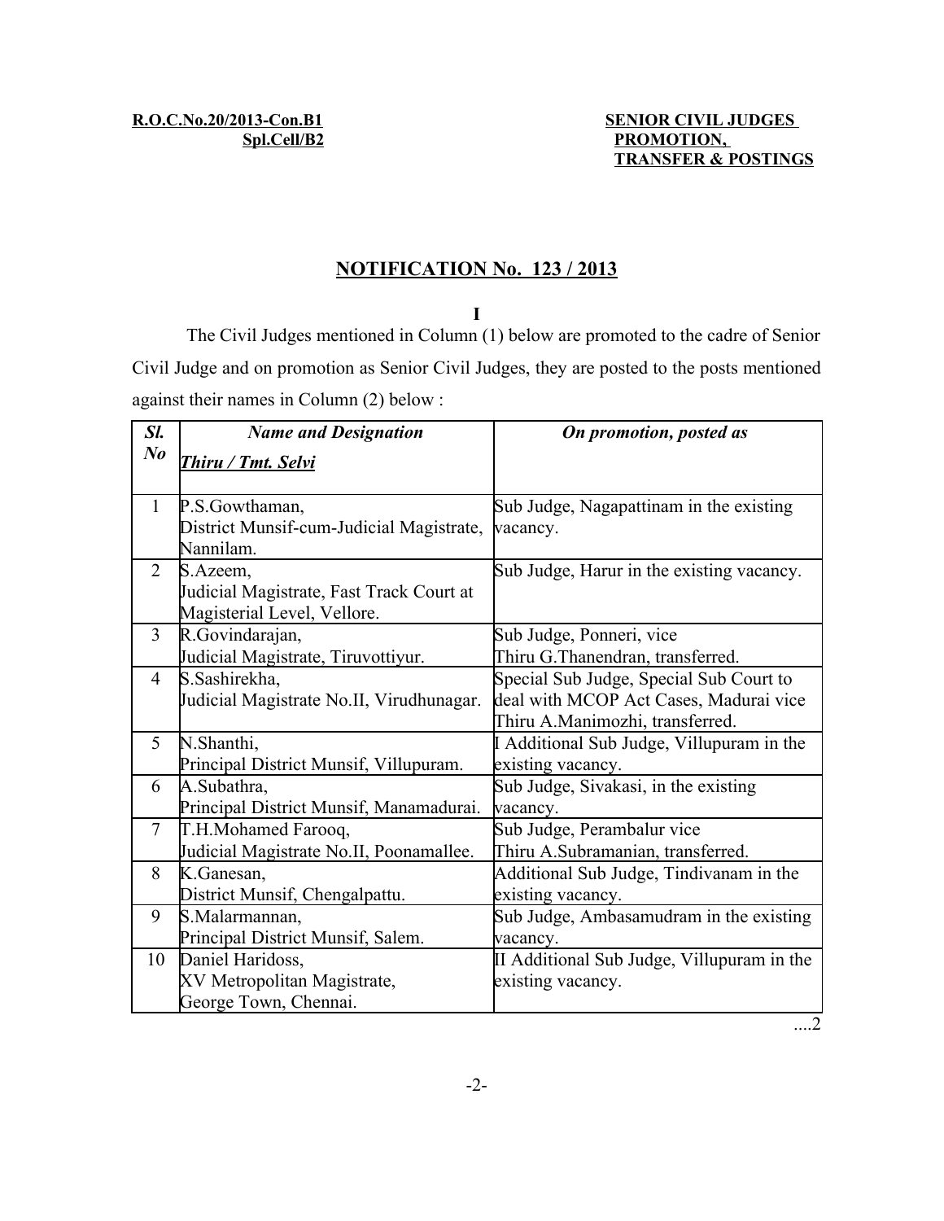**R.O.C.No.20/2013-Con.B1**
**Spl.Cell/B2**

**SENIOR CIVIL JUDGES PROMOTION, TRANSFER & POSTINGS**

## NOTIFICATION No. 123 / 2013

**I**

The Civil Judges mentioned in Column (1) below are promoted to the cadre of Senior Civil Judge and on promotion as Senior Civil Judges, they are posted to the posts mentioned against their names in Column (2) below :

| *Sl. No* | *Name and Designation* <br> ***Thiru / Tmt. Selvi*** | *On promotion, posted as* |
|---|---|---|
| 1 | P.S.Gowthaman, District Munsif-cum-Judicial Magistrate, Nannilam. | Sub Judge, Nagapattinam in the existing vacancy. |
| 2 | S.Azeem, Judicial Magistrate, Fast Track Court at Magisterial Level, Vellore. | Sub Judge, Harur in the existing vacancy. |
| 3 | R.Govindarajan, Judicial Magistrate, Tiruvottiyur. | Sub Judge, Ponneri, vice Thiru G.Thanendran, transferred. |
| 4 | S.Sashirekha, Judicial Magistrate No.II, Virudhunagar. | Special Sub Judge, Special Sub Court to deal with MCOP Act Cases, Madurai vice Thiru A.Manimozhi, transferred. |
| 5 | N.Shanthi, Principal District Munsif, Villupuram. | I Additional Sub Judge, Villupuram in the existing vacancy. |
| 6 | A.Subathra, Principal District Munsif, Manamadurai. | Sub Judge, Sivakasi, in the existing vacancy. |
| 7 | T.H.Mohamed Farooq, Judicial Magistrate No.II, Poonamallee. | Sub Judge, Perambalur vice Thiru A.Subramanian, transferred. |
| 8 | K.Ganesan, District Munsif, Chengalpattu. | Additional Sub Judge, Tindivanam in the existing vacancy. |
| 9 | S.Malarmannan, Principal District Munsif, Salem. | Sub Judge, Ambasamudram in the existing vacancy. |
| 10 | Daniel Haridoss, XV Metropolitan Magistrate, George Town, Chennai. | II Additional Sub Judge, Villupuram in the existing vacancy. |

....2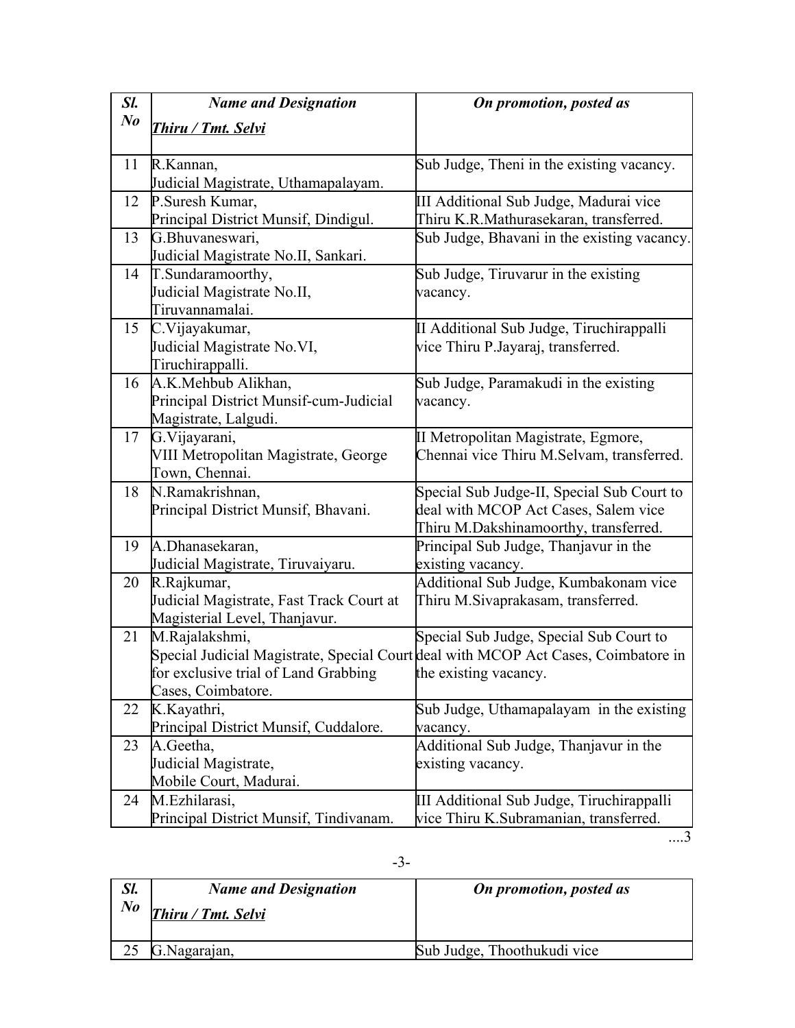| Sl. No | Name and Designation<br>Thiru / Tmt. Selvi | On promotion, posted as |
|---|---|---|
| 11 | R.Kannan,<br>Judicial Magistrate, Uthamapalayam. | Sub Judge, Theni in the existing vacancy. |
| 12 | P.Suresh Kumar,<br>Principal District Munsif, Dindigul. | III Additional Sub Judge, Madurai vice Thiru K.R.Mathurasekaran, transferred. |
| 13 | G.Bhuvaneswari,<br>Judicial Magistrate No.II, Sankari. | Sub Judge, Bhavani in the existing vacancy. |
| 14 | T.Sundaramoorthy,<br>Judicial Magistrate No.II, Tiruvannamalai. | Sub Judge, Tiruvarur in the existing vacancy. |
| 15 | C.Vijayakumar,<br>Judicial Magistrate No.VI, Tiruchirappalli. | II Additional Sub Judge, Tiruchirappalli vice Thiru P.Jayaraj, transferred. |
| 16 | A.K.Mehbub Alikhan,<br>Principal District Munsif-cum-Judicial Magistrate, Lalgudi. | Sub Judge, Paramakudi in the existing vacancy. |
| 17 | G.Vijayarani,<br>VIII Metropolitan Magistrate, George Town, Chennai. | II Metropolitan Magistrate, Egmore, Chennai vice Thiru M.Selvam, transferred. |
| 18 | N.Ramakrishnan,<br>Principal District Munsif, Bhavani. | Special Sub Judge-II, Special Sub Court to deal with MCOP Act Cases, Salem vice Thiru M.Dakshinamoorthy, transferred. |
| 19 | A.Dhanasekaran,<br>Judicial Magistrate, Tiruvaiyaru. | Principal Sub Judge, Thanjavur in the existing vacancy. |
| 20 | R.Rajkumar,<br>Judicial Magistrate, Fast Track Court at Magisterial Level, Thanjavur. | Additional Sub Judge, Kumbakonam vice Thiru M.Sivaprakasam, transferred. |
| 21 | M.Rajalakshmi,<br>Special Judicial Magistrate, Special Court for exclusive trial of Land Grabbing Cases, Coimbatore. | Special Sub Judge, Special Sub Court to deal with MCOP Act Cases, Coimbatore in the existing vacancy. |
| 22 | K.Kayathri,<br>Principal District Munsif, Cuddalore. | Sub Judge, Uthamapalayam in the existing vacancy. |
| 23 | A.Geetha,<br>Judicial Magistrate,<br>Mobile Court, Madurai. | Additional Sub Judge, Thanjavur in the existing vacancy. |
| 24 | M.Ezhilarasi,<br>Principal District Munsif, Tindivanam. | III Additional Sub Judge, Tiruchirappalli vice Thiru K.Subramanian, transferred. |

....3

| Sl. No | Name and Designation<br>Thiru / Tmt. Selvi | On promotion, posted as |
|---|---|---|
| 25 | G.Nagarajan, | Sub Judge, Thoothukudi vice |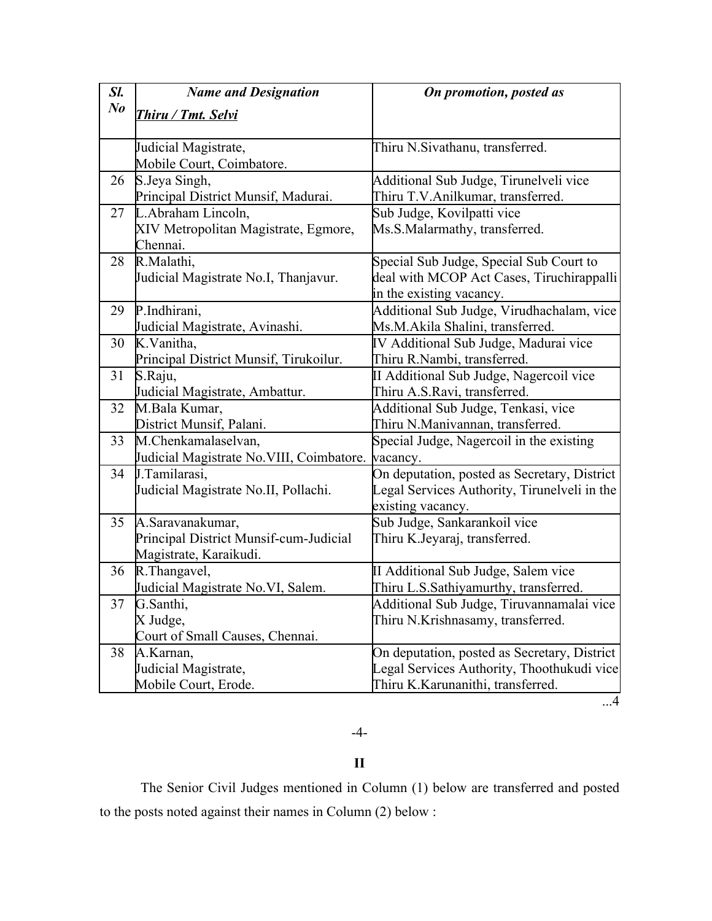| Sl. No | Name and Designation<br>Thiru / Tmt. Selvi | On promotion, posted as |
|---|---|---|
| | Judicial Magistrate,<br>Mobile Court, Coimbatore. | Thiru N.Sivathanu, transferred. |
| 26 | S.Jeya Singh,<br>Principal District Munsif, Madurai. | Additional Sub Judge, Tirunelveli vice Thiru T.V.Anilkumar, transferred. |
| 27 | L.Abraham Lincoln,<br>XIV Metropolitan Magistrate, Egmore, Chennai. | Sub Judge, Kovilpatti vice Ms.S.Malarmathy, transferred. |
| 28 | R.Malathi,<br>Judicial Magistrate No.I, Thanjavur. | Special Sub Judge, Special Sub Court to deal with MCOP Act Cases, Tiruchirappalli in the existing vacancy. |
| 29 | P.Indhirani,<br>Judicial Magistrate, Avinashi. | Additional Sub Judge, Virudhachalam, vice Ms.M.Akila Shalini, transferred. |
| 30 | K.Vanitha,<br>Principal District Munsif, Tirukoilur. | IV Additional Sub Judge, Madurai vice Thiru R.Nambi, transferred. |
| 31 | S.Raju,<br>Judicial Magistrate, Ambattur. | II Additional Sub Judge, Nagercoil vice Thiru A.S.Ravi, transferred. |
| 32 | M.Bala Kumar,<br>District Munsif, Palani. | Additional Sub Judge, Tenkasi, vice Thiru N.Manivannan, transferred. |
| 33 | M.Chenkamalaselvan,<br>Judicial Magistrate No.VIII, Coimbatore. | Special Judge, Nagercoil in the existing vacancy. |
| 34 | J.Tamilarasi,<br>Judicial Magistrate No.II, Pollachi. | On deputation, posted as Secretary, District Legal Services Authority, Tirunelveli in the existing vacancy. |
| 35 | A.Saravanakumar,<br>Principal District Munsif-cum-Judicial Magistrate, Karaikudi. | Sub Judge, Sankarankoil vice Thiru K.Jeyaraj, transferred. |
| 36 | R.Thangavel,<br>Judicial Magistrate No.VI, Salem. | II Additional Sub Judge, Salem vice Thiru L.S.Sathiyamurthy, transferred. |
| 37 | G.Santhi,<br>X Judge,<br>Court of Small Causes, Chennai. | Additional Sub Judge, Tiruvannamalai vice Thiru N.Krishnasamy, transferred. |
| 38 | A.Karnan,<br>Judicial Magistrate,<br>Mobile Court, Erode. | On deputation, posted as Secretary, District Legal Services Authority, Thoothukudi vice Thiru K.Karunanithi, transferred. |

## II

The Senior Civil Judges mentioned in Column (1) below are transferred and posted to the posts noted against their names in Column (2) below :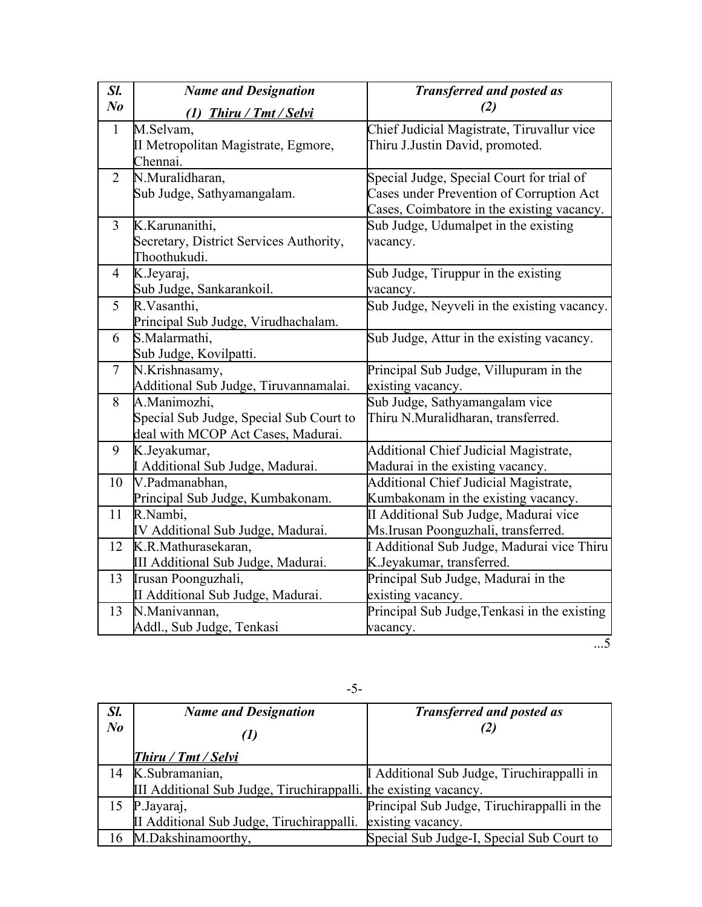| Sl. No | Name and Designation (1) Thiru / Tmt / Selvi | Transferred and posted as (2) |
|---|---|---|
| 1 | M.Selvam, II Metropolitan Magistrate, Egmore, Chennai. | Chief Judicial Magistrate, Tiruvallur vice Thiru J.Justin David, promoted. |
| 2 | N.Muralidharan, Sub Judge, Sathyamangalam. | Special Judge, Special Court for trial of Cases under Prevention of Corruption Act Cases, Coimbatore in the existing vacancy. |
| 3 | K.Karunanithi, Secretary, District Services Authority, Thoothukudi. | Sub Judge, Udumalpet in the existing vacancy. |
| 4 | K.Jeyaraj, Sub Judge, Sankarankoil. | Sub Judge, Tiruppur in the existing vacancy. |
| 5 | R.Vasanthi, Principal Sub Judge, Virudhachalam. | Sub Judge, Neyveli in the existing vacancy. |
| 6 | S.Malarmathi, Sub Judge, Kovilpatti. | Sub Judge, Attur in the existing vacancy. |
| 7 | N.Krishnasamy, Additional Sub Judge, Tiruvannamalai. | Principal Sub Judge, Villupuram in the existing vacancy. |
| 8 | A.Manimozhi, Special Sub Judge, Special Sub Court to deal with MCOP Act Cases, Madurai. | Sub Judge, Sathyamangalam vice Thiru N.Muralidharan, transferred. |
| 9 | K.Jeyakumar, I Additional Sub Judge, Madurai. | Additional Chief Judicial Magistrate, Madurai in the existing vacancy. |
| 10 | V.Padmanabhan, Principal Sub Judge, Kumbakonam. | Additional Chief Judicial Magistrate, Kumbakonam in the existing vacancy. |
| 11 | R.Nambi, IV Additional Sub Judge, Madurai. | II Additional Sub Judge, Madurai vice Ms.Irusan Poonguzhali, transferred. |
| 12 | K.R.Mathurasekaran, III Additional Sub Judge, Madurai. | I Additional Sub Judge, Madurai vice Thiru K.Jeyakumar, transferred. |
| 13 | Irusan Poonguzhali, II Additional Sub Judge, Madurai. | Principal Sub Judge, Madurai in the existing vacancy. |
| 13 | N.Manivannan, Addl., Sub Judge, Tenkasi | Principal Sub Judge,Tenkasi in the existing vacancy. |
| 14 | K.Subramanian, III Additional Sub Judge, Tiruchirappalli. | I Additional Sub Judge, Tiruchirappalli in the existing vacancy. |
| 15 | P.Jayaraj, II Additional Sub Judge, Tiruchirappalli. | Principal Sub Judge, Tiruchirappalli in the existing vacancy. |
| 16 | M.Dakshinamoorthy, | Special Sub Judge-I, Special Sub Court to |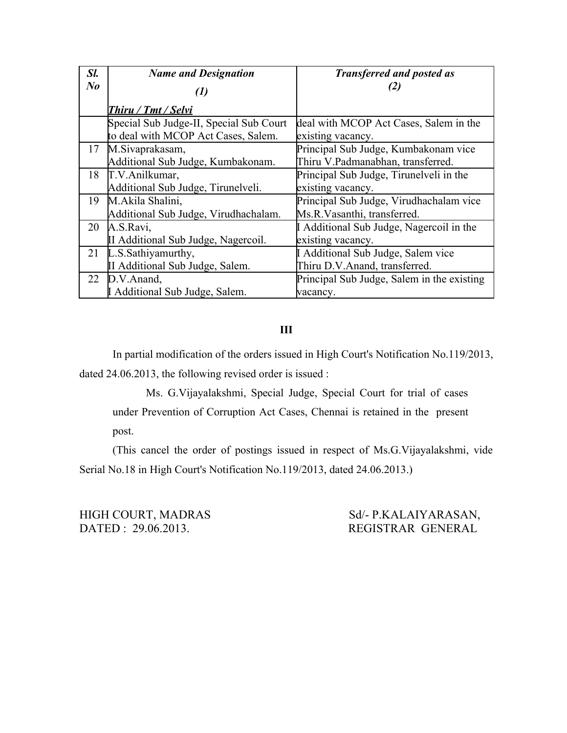| *Sl. No* | ***Name and Designation*** ***(1)*** ***Thiru / Tmt / Selvi*** | ***Transferred and posted as*** ***(2)*** |
|---|---|---|
| | Special Sub Judge-II, Special Sub Court to deal with MCOP Act Cases, Salem. | deal with MCOP Act Cases, Salem in the existing vacancy. |
| 17 | M.Sivaprakasam, Additional Sub Judge, Kumbakonam. | Principal Sub Judge, Kumbakonam vice Thiru V.Padmanabhan, transferred. |
| 18 | T.V.Anilkumar, Additional Sub Judge, Tirunelveli. | Principal Sub Judge, Tirunelveli in the existing vacancy. |
| 19 | M.Akila Shalini, Additional Sub Judge, Virudhachalam. | Principal Sub Judge, Virudhachalam vice Ms.R.Vasanthi, transferred. |
| 20 | A.S.Ravi, II Additional Sub Judge, Nagercoil. | I Additional Sub Judge, Nagercoil in the existing vacancy. |
| 21 | L.S.Sathiyamurthy, II Additional Sub Judge, Salem. | I Additional Sub Judge, Salem vice Thiru D.V.Anand, transferred. |
| 22 | D.V.Anand, I Additional Sub Judge, Salem. | Principal Sub Judge, Salem in the existing vacancy. |

**III**

In partial modification of the orders issued in High Court's Notification No.119/2013, dated 24.06.2013, the following revised order is issued :

Ms. G.Vijayalakshmi, Special Judge, Special Court for trial of cases under Prevention of Corruption Act Cases, Chennai is retained in the present post.

(This cancel the order of postings issued in respect of Ms.G.Vijayalakshmi, vide Serial No.18 in High Court's Notification No.119/2013, dated 24.06.2013.)

HIGH COURT, MADRAS
DATED : 29.06.2013.

Sd/- P.KALAIYARASAN,
REGISTRAR GENERAL